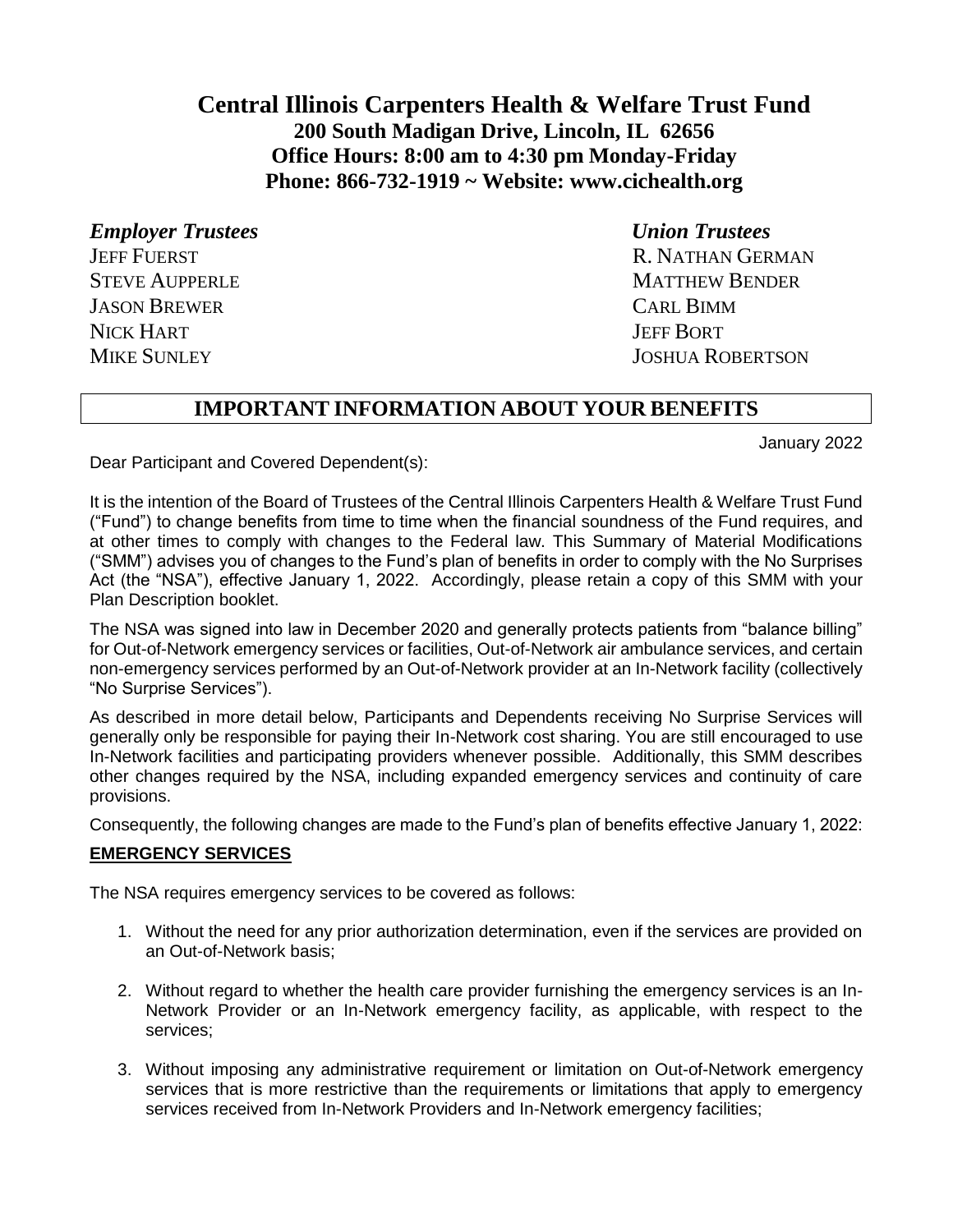# Central Illinois Carpenters Health & Welfare Trust Fund

**200 South Madigan Drive, Lincoln, IL 62656**
**Office Hours: 8:00 am to 4:30 pm Monday-Friday**
**Phone: 866-732-1919 ~ Website: www.cichealth.org**

| ***Employer Trustees*** | ***Union Trustees*** |
| --- | --- |
| JEFF FUERST | R. NATHAN GERMAN |
| STEVE AUPPERLE | MATTHEW BENDER |
| JASON BREWER | CARL BIMM |
| NICK HART | JEFF BORT |
| MIKE SUNLEY | JOSHUA ROBERTSON |

## IMPORTANT INFORMATION ABOUT YOUR BENEFITS

January 2022

Dear Participant and Covered Dependent(s):

It is the intention of the Board of Trustees of the Central Illinois Carpenters Health & Welfare Trust Fund ("Fund") to change benefits from time to time when the financial soundness of the Fund requires, and at other times to comply with changes to the Federal law. This Summary of Material Modifications ("SMM") advises you of changes to the Fund's plan of benefits in order to comply with the No Surprises Act (the "NSA"), effective January 1, 2022. Accordingly, please retain a copy of this SMM with your Plan Description booklet.

The NSA was signed into law in December 2020 and generally protects patients from "balance billing" for Out-of-Network emergency services or facilities, Out-of-Network air ambulance services, and certain non-emergency services performed by an Out-of-Network provider at an In-Network facility (collectively "No Surprise Services").

As described in more detail below, Participants and Dependents receiving No Surprise Services will generally only be responsible for paying their In-Network cost sharing. You are still encouraged to use In-Network facilities and participating providers whenever possible. Additionally, this SMM describes other changes required by the NSA, including expanded emergency services and continuity of care provisions.

Consequently, the following changes are made to the Fund's plan of benefits effective January 1, 2022:

**EMERGENCY SERVICES**

The NSA requires emergency services to be covered as follows:

1. Without the need for any prior authorization determination, even if the services are provided on an Out-of-Network basis;

2. Without regard to whether the health care provider furnishing the emergency services is an In-Network Provider or an In-Network emergency facility, as applicable, with respect to the services;

3. Without imposing any administrative requirement or limitation on Out-of-Network emergency services that is more restrictive than the requirements or limitations that apply to emergency services received from In-Network Providers and In-Network emergency facilities;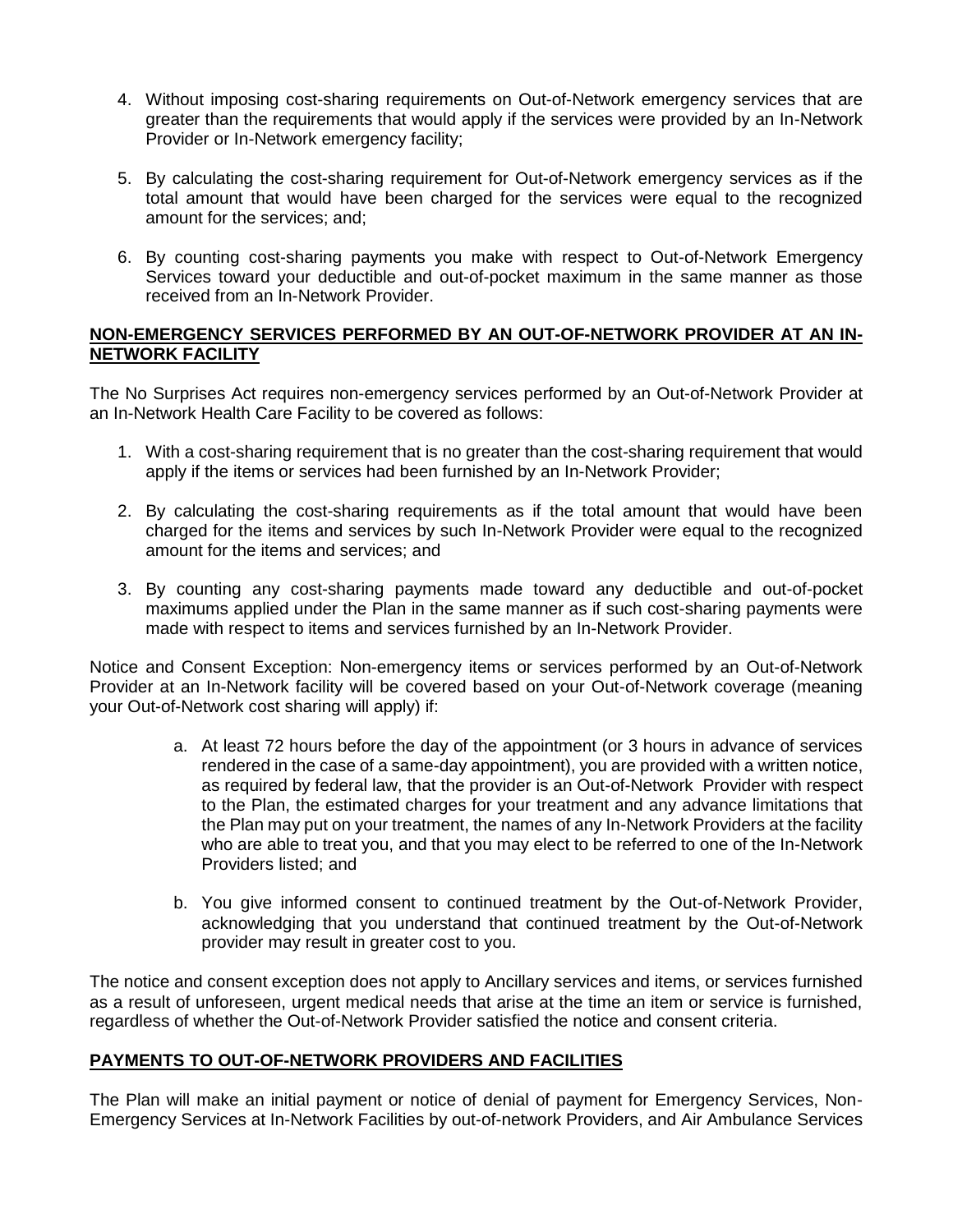4. Without imposing cost-sharing requirements on Out-of-Network emergency services that are greater than the requirements that would apply if the services were provided by an In-Network Provider or In-Network emergency facility;

5. By calculating the cost-sharing requirement for Out-of-Network emergency services as if the total amount that would have been charged for the services were equal to the recognized amount for the services; and;

6. By counting cost-sharing payments you make with respect to Out-of-Network Emergency Services toward your deductible and out-of-pocket maximum in the same manner as those received from an In-Network Provider.

**NON-EMERGENCY SERVICES PERFORMED BY AN OUT-OF-NETWORK PROVIDER AT AN IN-NETWORK FACILITY**

The No Surprises Act requires non-emergency services performed by an Out-of-Network Provider at an In-Network Health Care Facility to be covered as follows:

1. With a cost-sharing requirement that is no greater than the cost-sharing requirement that would apply if the items or services had been furnished by an In-Network Provider;

2. By calculating the cost-sharing requirements as if the total amount that would have been charged for the items and services by such In-Network Provider were equal to the recognized amount for the items and services; and

3. By counting any cost-sharing payments made toward any deductible and out-of-pocket maximums applied under the Plan in the same manner as if such cost-sharing payments were made with respect to items and services furnished by an In-Network Provider.

Notice and Consent Exception: Non-emergency items or services performed by an Out-of-Network Provider at an In-Network facility will be covered based on your Out-of-Network coverage (meaning your Out-of-Network cost sharing will apply) if:

a. At least 72 hours before the day of the appointment (or 3 hours in advance of services rendered in the case of a same-day appointment), you are provided with a written notice, as required by federal law, that the provider is an Out-of-Network Provider with respect to the Plan, the estimated charges for your treatment and any advance limitations that the Plan may put on your treatment, the names of any In-Network Providers at the facility who are able to treat you, and that you may elect to be referred to one of the In-Network Providers listed; and

b. You give informed consent to continued treatment by the Out-of-Network Provider, acknowledging that you understand that continued treatment by the Out-of-Network provider may result in greater cost to you.

The notice and consent exception does not apply to Ancillary services and items, or services furnished as a result of unforeseen, urgent medical needs that arise at the time an item or service is furnished, regardless of whether the Out-of-Network Provider satisfied the notice and consent criteria.

**PAYMENTS TO OUT-OF-NETWORK PROVIDERS AND FACILITIES**

The Plan will make an initial payment or notice of denial of payment for Emergency Services, Non-Emergency Services at In-Network Facilities by out-of-network Providers, and Air Ambulance Services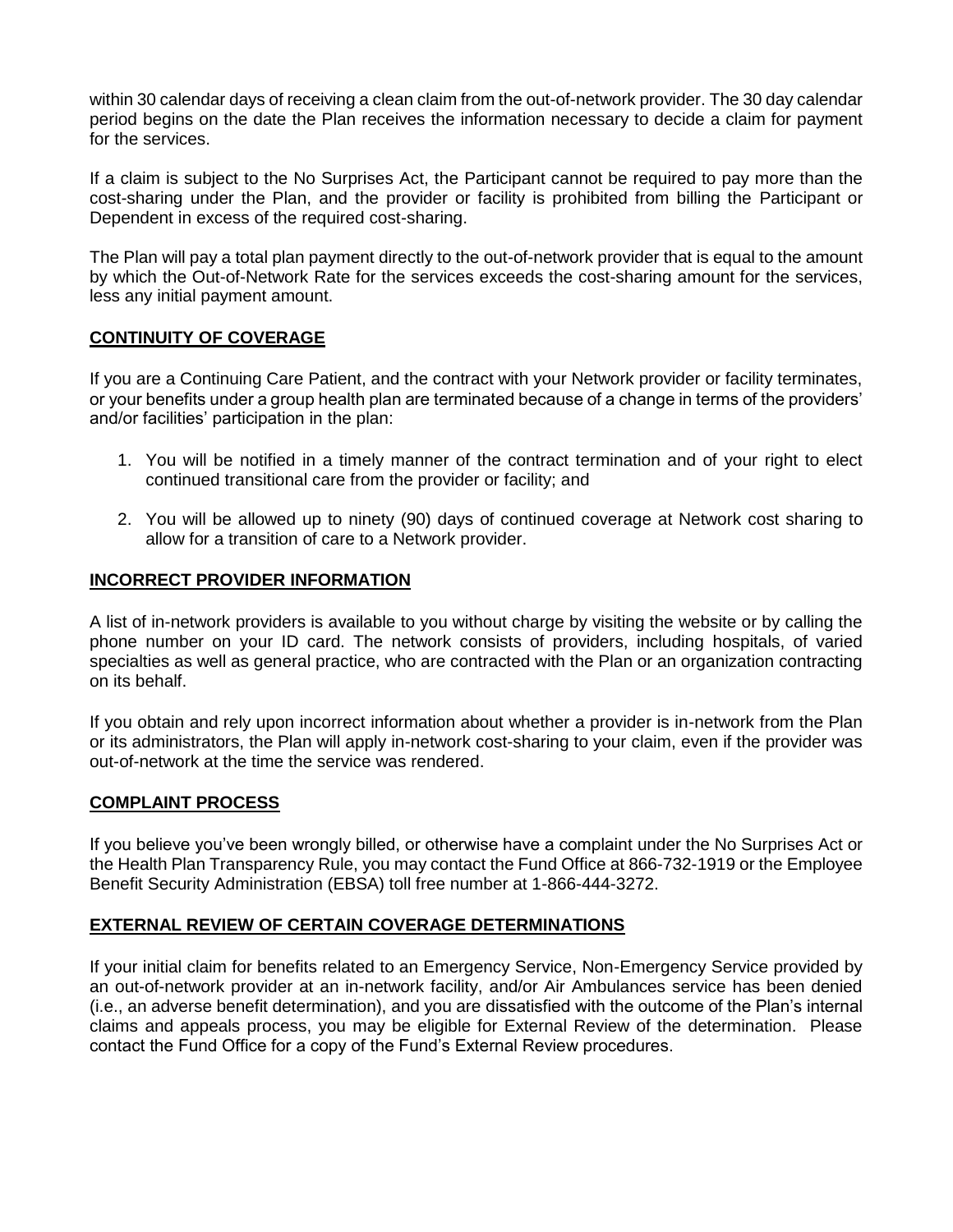within 30 calendar days of receiving a clean claim from the out-of-network provider. The 30 day calendar period begins on the date the Plan receives the information necessary to decide a claim for payment for the services.

If a claim is subject to the No Surprises Act, the Participant cannot be required to pay more than the cost-sharing under the Plan, and the provider or facility is prohibited from billing the Participant or Dependent in excess of the required cost-sharing.

The Plan will pay a total plan payment directly to the out-of-network provider that is equal to the amount by which the Out-of-Network Rate for the services exceeds the cost-sharing amount for the services, less any initial payment amount.

## CONTINUITY OF COVERAGE

If you are a Continuing Care Patient, and the contract with your Network provider or facility terminates, or your benefits under a group health plan are terminated because of a change in terms of the providers' and/or facilities' participation in the plan:

1. You will be notified in a timely manner of the contract termination and of your right to elect continued transitional care from the provider or facility; and
2. You will be allowed up to ninety (90) days of continued coverage at Network cost sharing to allow for a transition of care to a Network provider.

## INCORRECT PROVIDER INFORMATION

A list of in-network providers is available to you without charge by visiting the website or by calling the phone number on your ID card. The network consists of providers, including hospitals, of varied specialties as well as general practice, who are contracted with the Plan or an organization contracting on its behalf.

If you obtain and rely upon incorrect information about whether a provider is in-network from the Plan or its administrators, the Plan will apply in-network cost-sharing to your claim, even if the provider was out-of-network at the time the service was rendered.

## COMPLAINT PROCESS

If you believe you've been wrongly billed, or otherwise have a complaint under the No Surprises Act or the Health Plan Transparency Rule, you may contact the Fund Office at 866-732-1919 or the Employee Benefit Security Administration (EBSA) toll free number at 1-866-444-3272.

## EXTERNAL REVIEW OF CERTAIN COVERAGE DETERMINATIONS

If your initial claim for benefits related to an Emergency Service, Non-Emergency Service provided by an out-of-network provider at an in-network facility, and/or Air Ambulances service has been denied (i.e., an adverse benefit determination), and you are dissatisfied with the outcome of the Plan's internal claims and appeals process, you may be eligible for External Review of the determination. Please contact the Fund Office for a copy of the Fund's External Review procedures.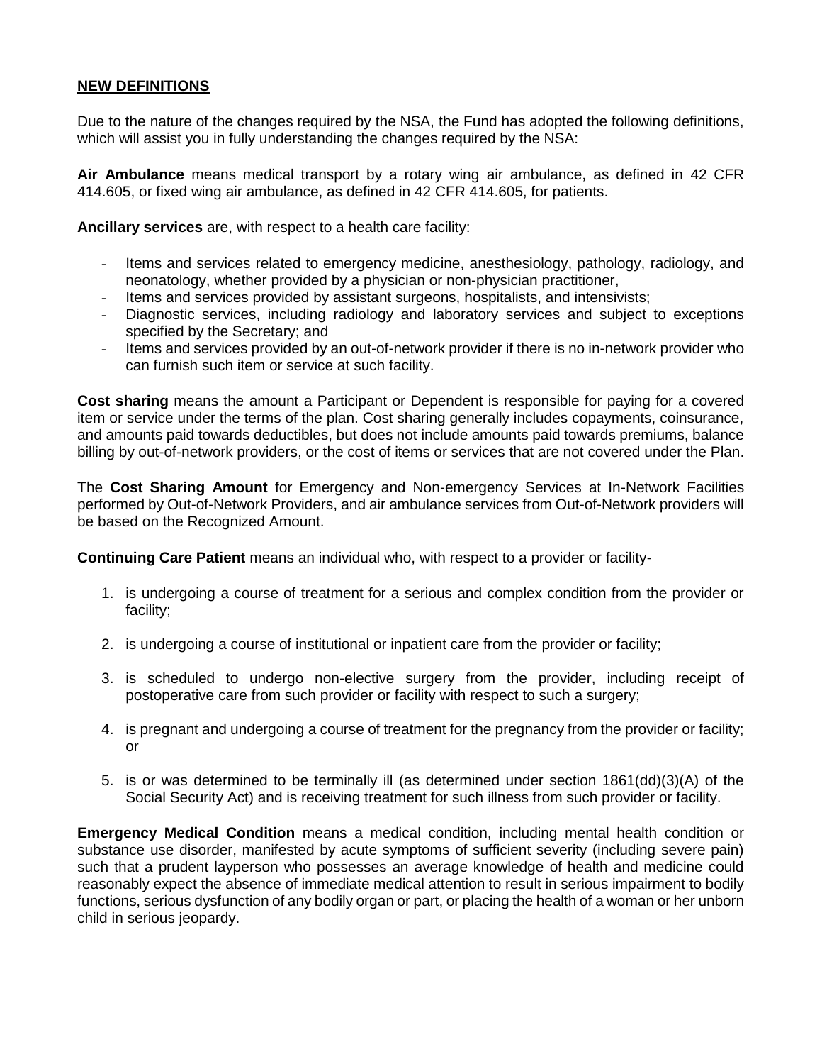**NEW DEFINITIONS**

Due to the nature of the changes required by the NSA, the Fund has adopted the following definitions, which will assist you in fully understanding the changes required by the NSA:

**Air Ambulance** means medical transport by a rotary wing air ambulance, as defined in 42 CFR 414.605, or fixed wing air ambulance, as defined in 42 CFR 414.605, for patients.

**Ancillary services** are, with respect to a health care facility:

- Items and services related to emergency medicine, anesthesiology, pathology, radiology, and neonatology, whether provided by a physician or non-physician practitioner,
- Items and services provided by assistant surgeons, hospitalists, and intensivists;
- Diagnostic services, including radiology and laboratory services and subject to exceptions specified by the Secretary; and
- Items and services provided by an out-of-network provider if there is no in-network provider who can furnish such item or service at such facility.

**Cost sharing** means the amount a Participant or Dependent is responsible for paying for a covered item or service under the terms of the plan. Cost sharing generally includes copayments, coinsurance, and amounts paid towards deductibles, but does not include amounts paid towards premiums, balance billing by out-of-network providers, or the cost of items or services that are not covered under the Plan.

The **Cost Sharing Amount** for Emergency and Non-emergency Services at In-Network Facilities performed by Out-of-Network Providers, and air ambulance services from Out-of-Network providers will be based on the Recognized Amount.

**Continuing Care Patient** means an individual who, with respect to a provider or facility-

1. is undergoing a course of treatment for a serious and complex condition from the provider or facility;
2. is undergoing a course of institutional or inpatient care from the provider or facility;
3. is scheduled to undergo non-elective surgery from the provider, including receipt of postoperative care from such provider or facility with respect to such a surgery;
4. is pregnant and undergoing a course of treatment for the pregnancy from the provider or facility; or
5. is or was determined to be terminally ill (as determined under section 1861(dd)(3)(A) of the Social Security Act) and is receiving treatment for such illness from such provider or facility.

**Emergency Medical Condition** means a medical condition, including mental health condition or substance use disorder, manifested by acute symptoms of sufficient severity (including severe pain) such that a prudent layperson who possesses an average knowledge of health and medicine could reasonably expect the absence of immediate medical attention to result in serious impairment to bodily functions, serious dysfunction of any bodily organ or part, or placing the health of a woman or her unborn child in serious jeopardy.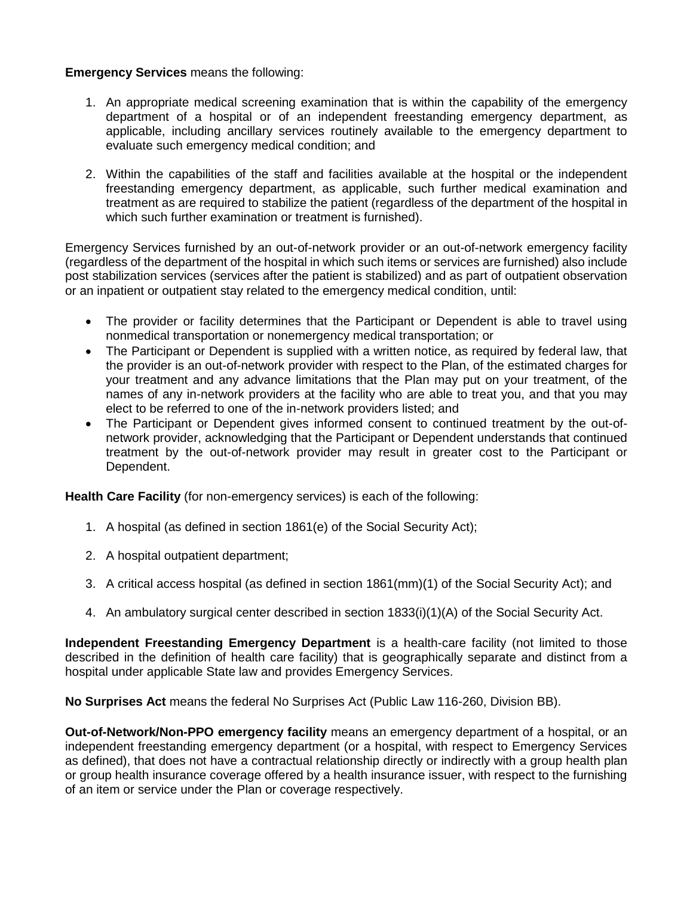**Emergency Services** means the following:

1. An appropriate medical screening examination that is within the capability of the emergency department of a hospital or of an independent freestanding emergency department, as applicable, including ancillary services routinely available to the emergency department to evaluate such emergency medical condition; and

2. Within the capabilities of the staff and facilities available at the hospital or the independent freestanding emergency department, as applicable, such further medical examination and treatment as are required to stabilize the patient (regardless of the department of the hospital in which such further examination or treatment is furnished).

Emergency Services furnished by an out-of-network provider or an out-of-network emergency facility (regardless of the department of the hospital in which such items or services are furnished) also include post stabilization services (services after the patient is stabilized) and as part of outpatient observation or an inpatient or outpatient stay related to the emergency medical condition, until:

- The provider or facility determines that the Participant or Dependent is able to travel using nonmedical transportation or nonemergency medical transportation; or
- The Participant or Dependent is supplied with a written notice, as required by federal law, that the provider is an out-of-network provider with respect to the Plan, of the estimated charges for your treatment and any advance limitations that the Plan may put on your treatment, of the names of any in-network providers at the facility who are able to treat you, and that you may elect to be referred to one of the in-network providers listed; and
- The Participant or Dependent gives informed consent to continued treatment by the out-of-network provider, acknowledging that the Participant or Dependent understands that continued treatment by the out-of-network provider may result in greater cost to the Participant or Dependent.

**Health Care Facility** (for non-emergency services) is each of the following:

1. A hospital (as defined in section 1861(e) of the Social Security Act);

2. A hospital outpatient department;

3. A critical access hospital (as defined in section 1861(mm)(1) of the Social Security Act); and

4. An ambulatory surgical center described in section 1833(i)(1)(A) of the Social Security Act.

**Independent Freestanding Emergency Department** is a health-care facility (not limited to those described in the definition of health care facility) that is geographically separate and distinct from a hospital under applicable State law and provides Emergency Services.

**No Surprises Act** means the federal No Surprises Act (Public Law 116-260, Division BB).

**Out-of-Network/Non-PPO emergency facility** means an emergency department of a hospital, or an independent freestanding emergency department (or a hospital, with respect to Emergency Services as defined), that does not have a contractual relationship directly or indirectly with a group health plan or group health insurance coverage offered by a health insurance issuer, with respect to the furnishing of an item or service under the Plan or coverage respectively.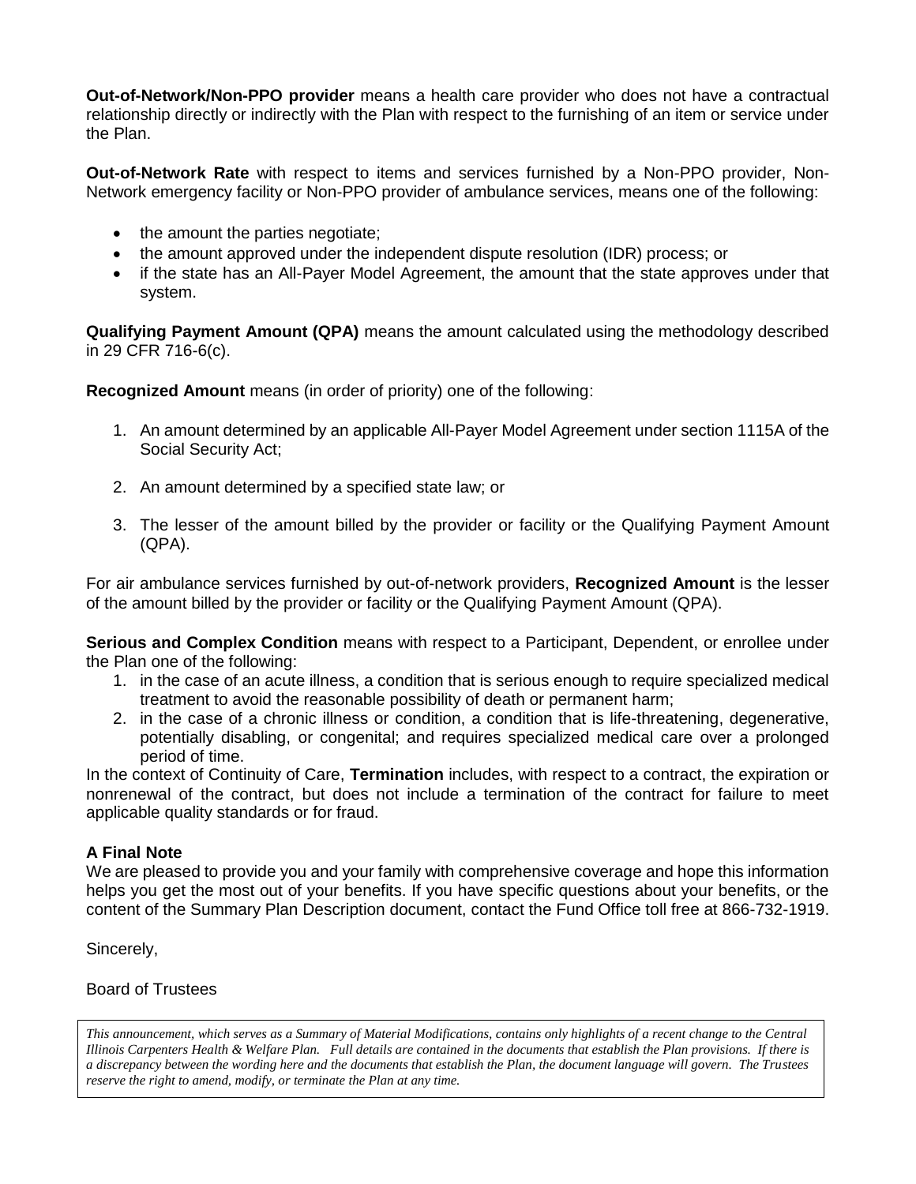**Out-of-Network/Non-PPO provider** means a health care provider who does not have a contractual relationship directly or indirectly with the Plan with respect to the furnishing of an item or service under the Plan.

**Out-of-Network Rate** with respect to items and services furnished by a Non-PPO provider, Non-Network emergency facility or Non-PPO provider of ambulance services, means one of the following:

- the amount the parties negotiate;
- the amount approved under the independent dispute resolution (IDR) process; or
- if the state has an All-Payer Model Agreement, the amount that the state approves under that system.

**Qualifying Payment Amount (QPA)** means the amount calculated using the methodology described in 29 CFR 716-6(c).

**Recognized Amount** means (in order of priority) one of the following:

1. An amount determined by an applicable All-Payer Model Agreement under section 1115A of the Social Security Act;

2. An amount determined by a specified state law; or

3. The lesser of the amount billed by the provider or facility or the Qualifying Payment Amount (QPA).

For air ambulance services furnished by out-of-network providers, **Recognized Amount** is the lesser of the amount billed by the provider or facility or the Qualifying Payment Amount (QPA).

**Serious and Complex Condition** means with respect to a Participant, Dependent, or enrollee under the Plan one of the following:

1. in the case of an acute illness, a condition that is serious enough to require specialized medical treatment to avoid the reasonable possibility of death or permanent harm;
2. in the case of a chronic illness or condition, a condition that is life-threatening, degenerative, potentially disabling, or congenital; and requires specialized medical care over a prolonged period of time.

In the context of Continuity of Care, **Termination** includes, with respect to a contract, the expiration or nonrenewal of the contract, but does not include a termination of the contract for failure to meet applicable quality standards or for fraud.

**A Final Note**

We are pleased to provide you and your family with comprehensive coverage and hope this information helps you get the most out of your benefits. If you have specific questions about your benefits, or the content of the Summary Plan Description document, contact the Fund Office toll free at 866-732-1919.

Sincerely,

Board of Trustees

*This announcement, which serves as a Summary of Material Modifications, contains only highlights of a recent change to the Central Illinois Carpenters Health & Welfare Plan. Full details are contained in the documents that establish the Plan provisions. If there is a discrepancy between the wording here and the documents that establish the Plan, the document language will govern. The Trustees reserve the right to amend, modify, or terminate the Plan at any time.*